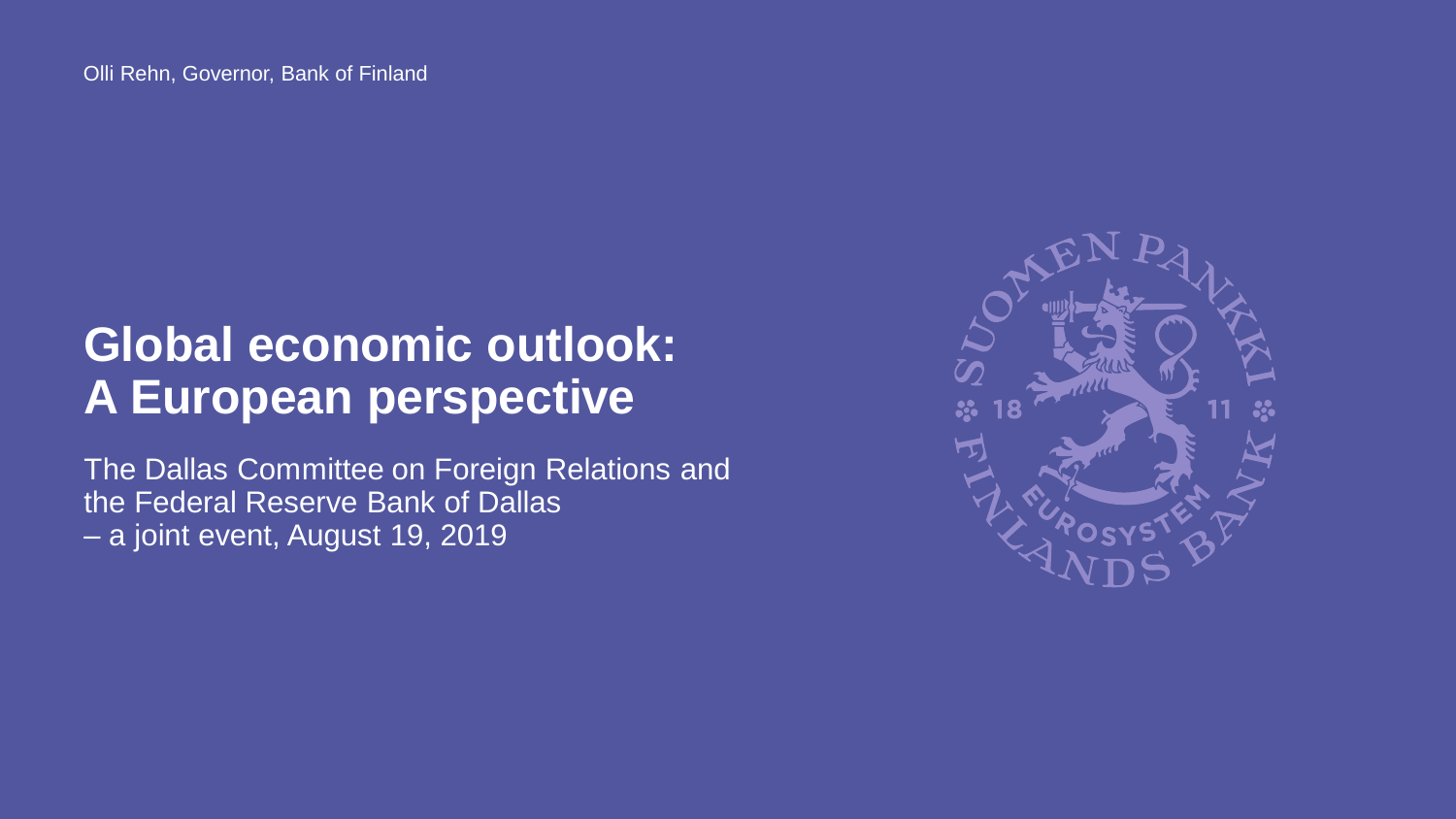Olli Rehn, Governor, Bank of Finland

# Global economic outlook: A European perspective

The Dallas Committee on Foreign Relations and the Federal Reserve Bank of Dallas – a joint event, August 19, 2019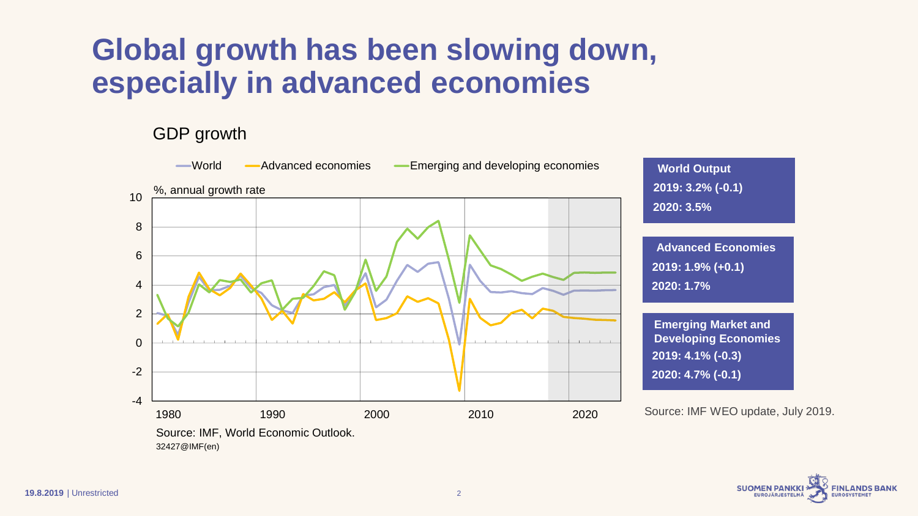# Global growth has been slowing down, especially in advanced economies

GDP growth

World — Advanced economies — Emerging and developing economies

%, annual growth rate

Source: IMF, World Economic Outlook.
32427@IMF(en)

**World Output**
**2019: 3.2% (-0.1)**
**2020: 3.5%**

**Advanced Economies**
**2019: 1.9% (+0.1)**
**2020: 1.7%**

**Emerging Market and Developing Economies**
**2019: 4.1% (-0.3)**
**2020: 4.7% (-0.1)**

Source: IMF WEO update, July 2019.

**19.8.2019** | Unrestricted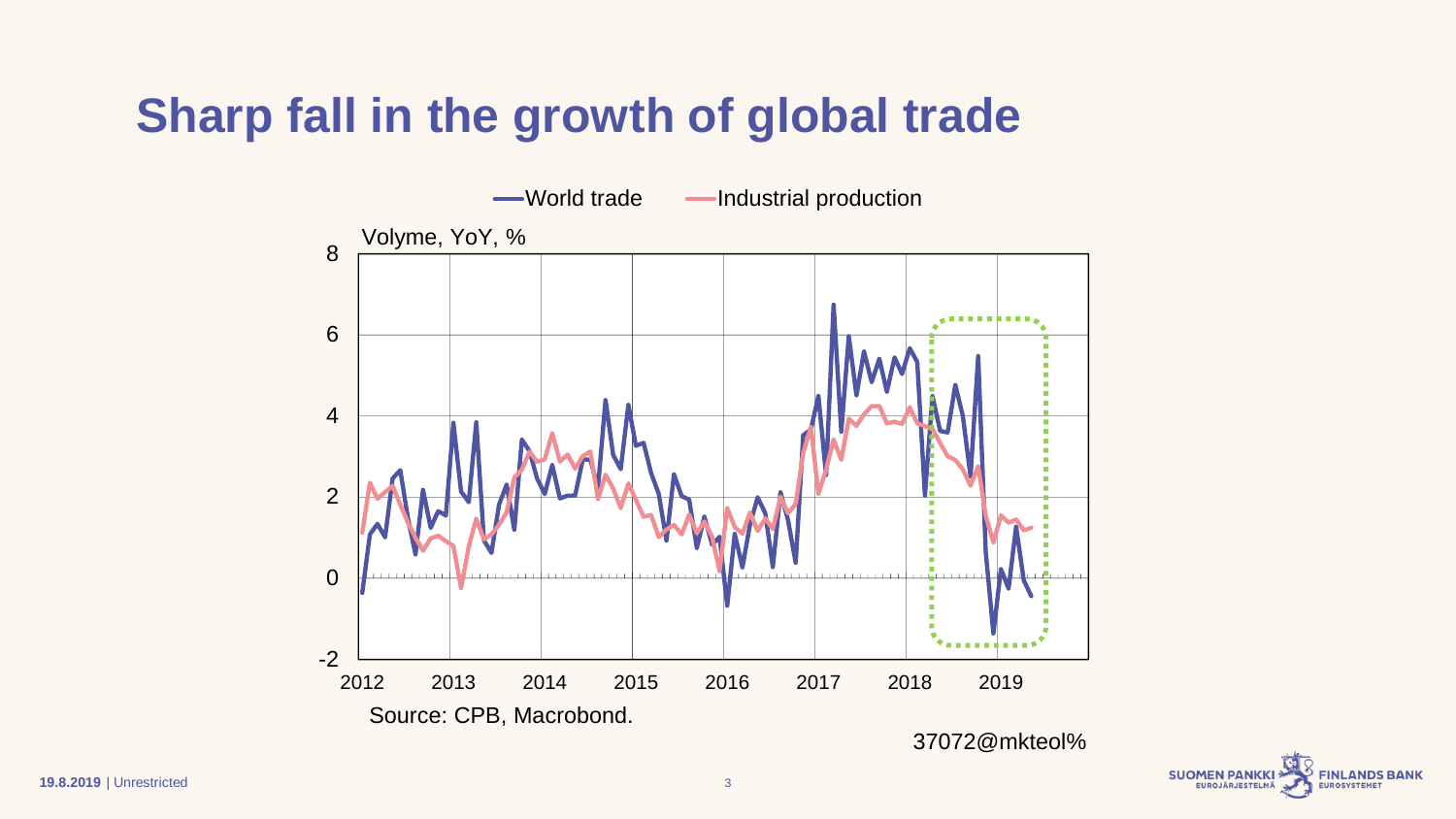# Sharp fall in the growth of global trade

World trade — Industrial production

Volyme, YoY, %

Source: CPB, Macrobond.

37072@mkteol%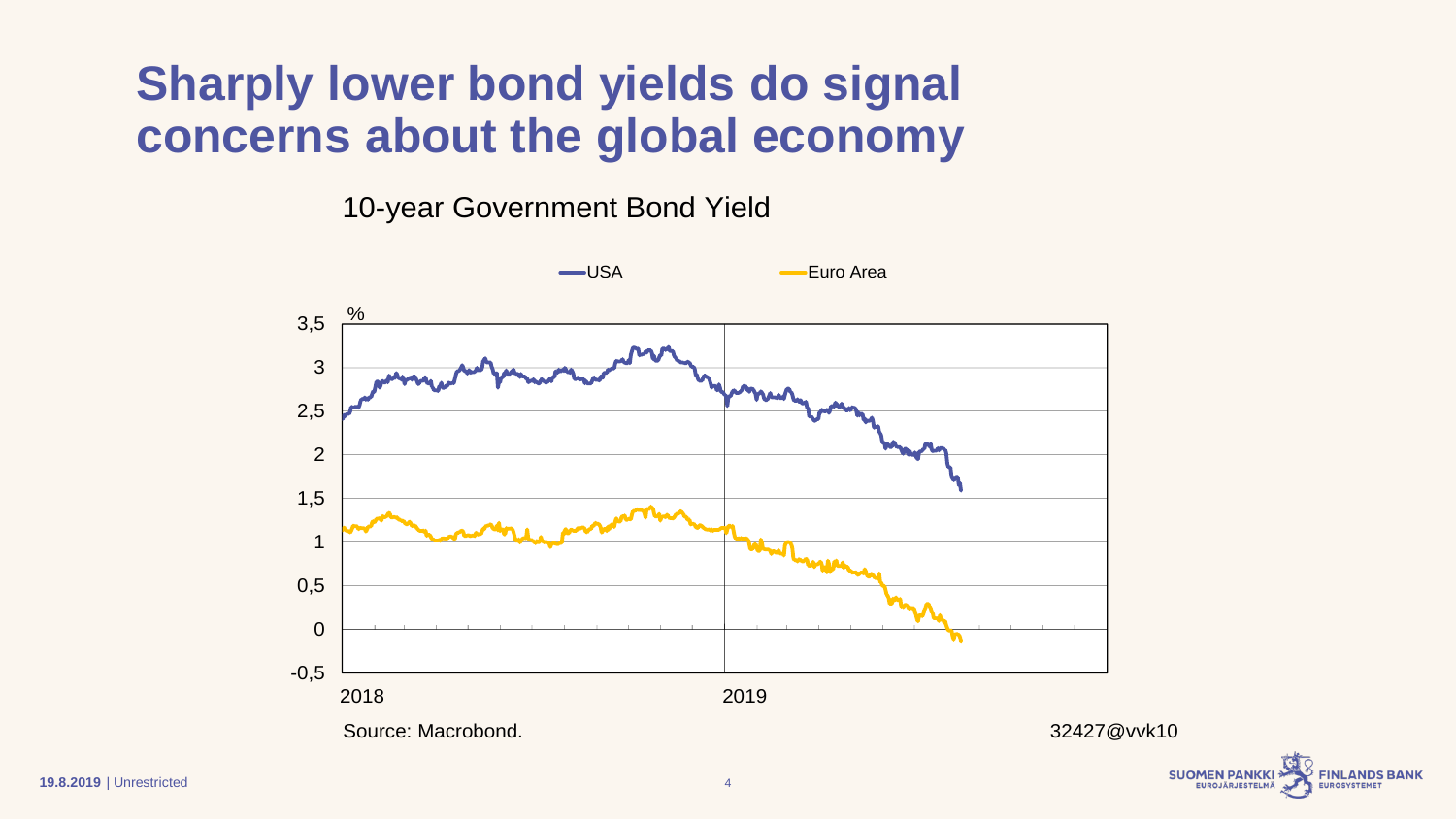# Sharply lower bond yields do signal concerns about the global economy

10-year Government Bond Yield

USA | Euro Area

%

3,5
3
2,5
2
1,5
1
0,5
0
-0,5

2018 | 2019

Source: Macrobond.

32427@vvk10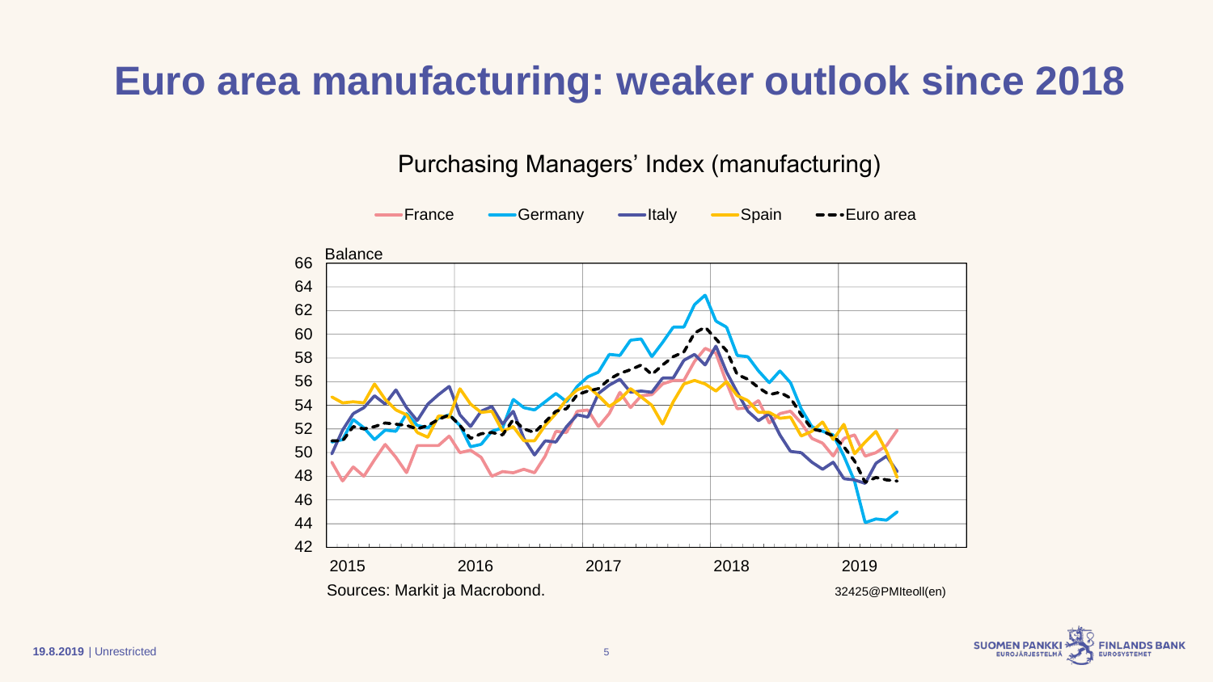# Euro area manufacturing: weaker outlook since 2018

Purchasing Managers' Index (manufacturing)

France, Germany, Italy, Spain, Euro area

Balance

Sources: Markit ja Macrobond.

32425@PMIteoll(en)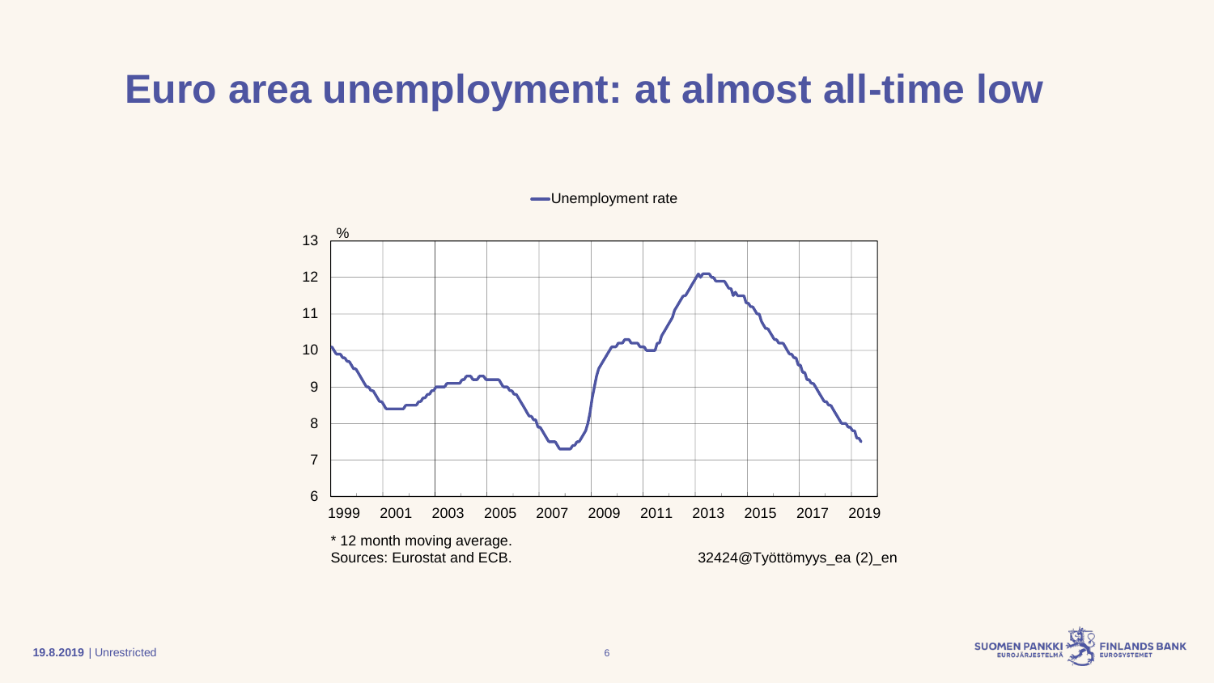# Euro area unemployment: at almost all-time low

Unemployment rate

%

* 12 month moving average.
Sources: Eurostat and ECB.

32424@Työttömyys_ea (2)_en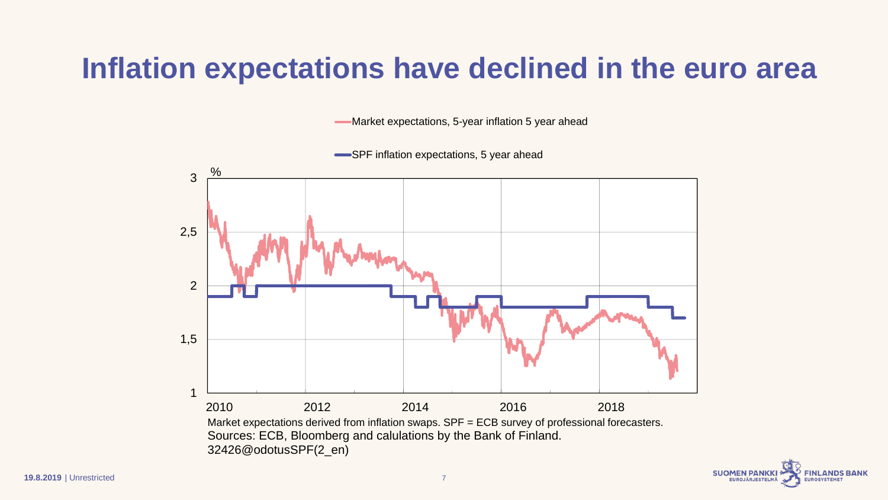# Inflation expectations have declined in the euro area

Market expectations, 5-year inflation 5 year ahead

SPF inflation expectations, 5 year ahead

%

3

2,5

2

1,5

1

2010

2012

2014

2016

2018

Market expectations derived from inflation swaps. SPF = ECB survey of professional forecasters.

Sources: ECB, Bloomberg and calulations by the Bank of Finland.

32426@odotusSPF(2_en)

19.8.2019 | Unrestricted